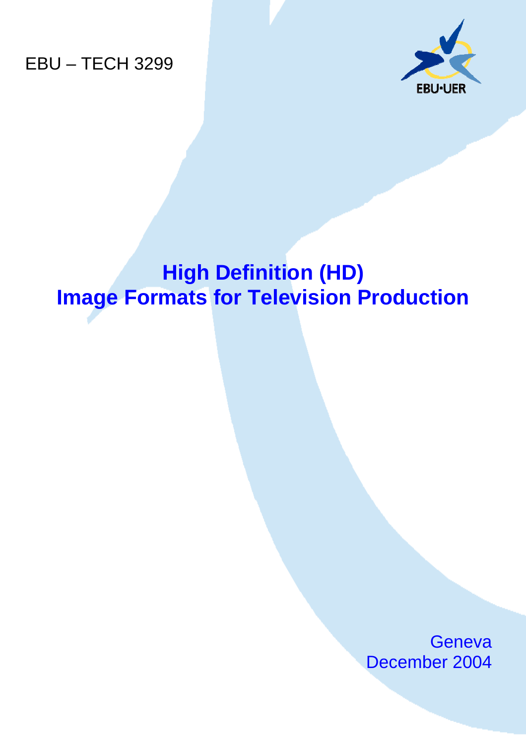EBU – TECH 3299

EBU·UER

# High Definition (HD) Image Formats for Television Production

Geneva
December 2004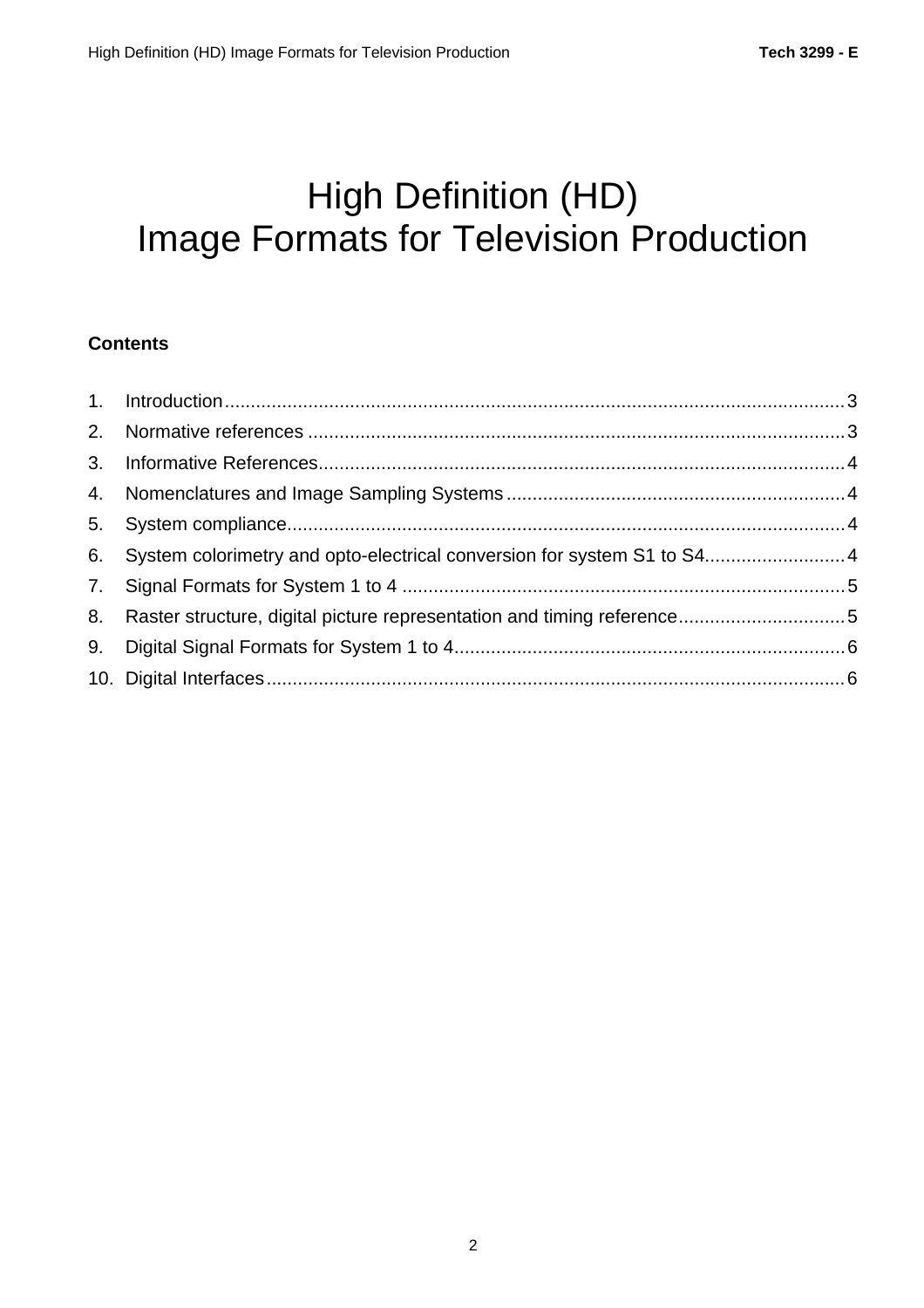# High Definition (HD) Image Formats for Television Production

**Contents**

1. Introduction...................................................................................................................3
2. Normative references ....................................................................................................3
3. Informative References..................................................................................................4
4. Nomenclatures and Image Sampling Systems ..............................................................4
5. System compliance........................................................................................................4
6. System colorimetry and opto-electrical conversion for system S1 to S4..........................4
7. Signal Formats for System 1 to 4 ..................................................................................5
8. Raster structure, digital picture representation and timing reference..............................5
9. Digital Signal Formats for System 1 to 4........................................................................6
10. Digital Interfaces............................................................................................................6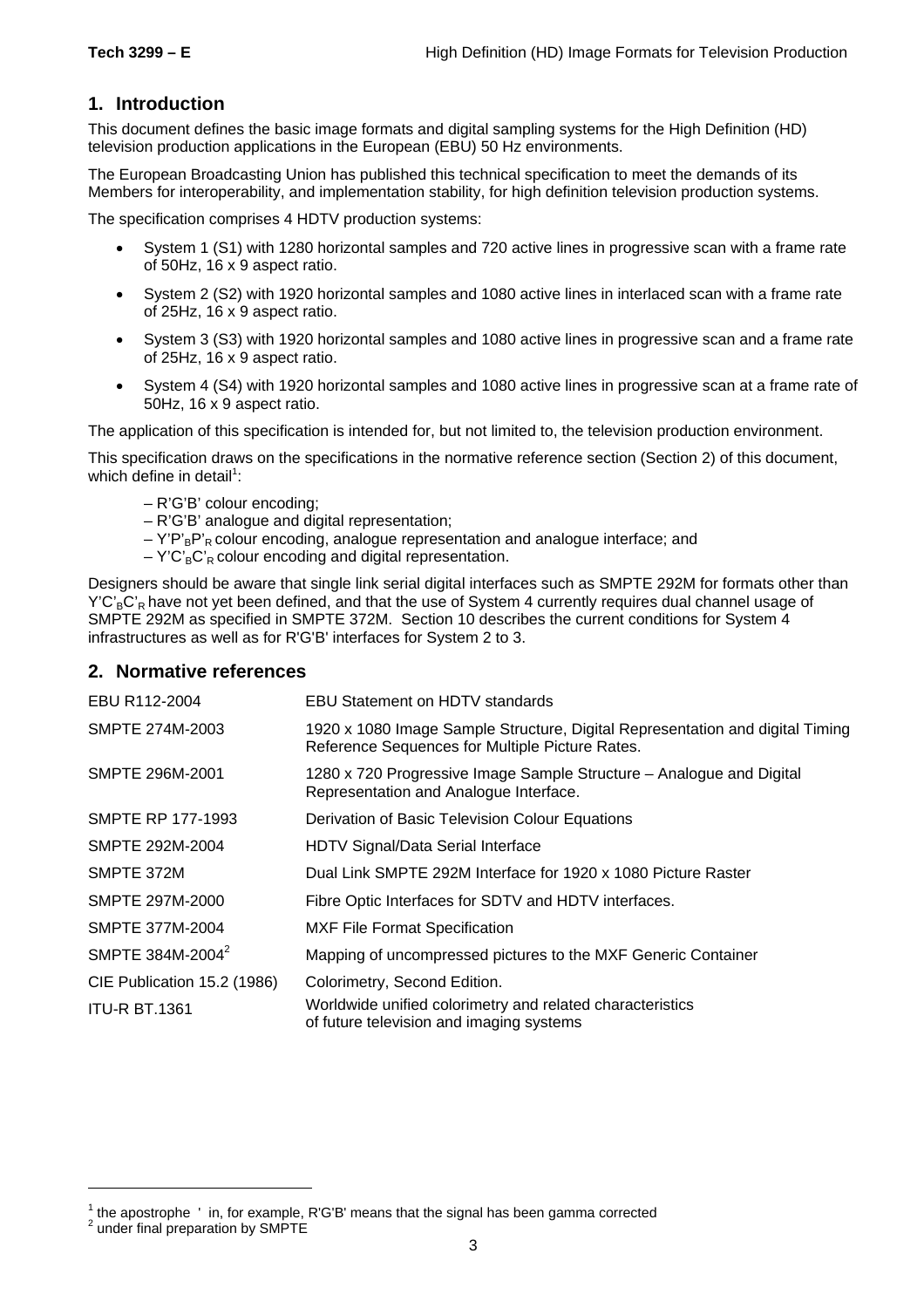## 1. Introduction

This document defines the basic image formats and digital sampling systems for the High Definition (HD) television production applications in the European (EBU) 50 Hz environments.

The European Broadcasting Union has published this technical specification to meet the demands of its Members for interoperability, and implementation stability, for high definition television production systems.

The specification comprises 4 HDTV production systems:

- System 1 (S1) with 1280 horizontal samples and 720 active lines in progressive scan with a frame rate of 50Hz, 16 x 9 aspect ratio.
- System 2 (S2) with 1920 horizontal samples and 1080 active lines in interlaced scan with a frame rate of 25Hz, 16 x 9 aspect ratio.
- System 3 (S3) with 1920 horizontal samples and 1080 active lines in progressive scan and a frame rate of 25Hz, 16 x 9 aspect ratio.
- System 4 (S4) with 1920 horizontal samples and 1080 active lines in progressive scan at a frame rate of 50Hz, 16 x 9 aspect ratio.

The application of this specification is intended for, but not limited to, the television production environment.

This specification draws on the specifications in the normative reference section (Section 2) of this document, which define in detail[1]:

– R'G'B' colour encoding;
– R'G'B' analogue and digital representation;
– $Y'P'_BP'_R$ colour encoding, analogue representation and analogue interface; and
– $Y'C'_BC'_R$ colour encoding and digital representation.

Designers should be aware that single link serial digital interfaces such as SMPTE 292M for formats other than $Y'C'_BC'_R$ have not yet been defined, and that the use of System 4 currently requires dual channel usage of SMPTE 292M as specified in SMPTE 372M. Section 10 describes the current conditions for System 4 infrastructures as well as for R'G'B' interfaces for System 2 to 3.

## 2. Normative references

| | |
|---|---|
| EBU R112-2004 | EBU Statement on HDTV standards |
| SMPTE 274M-2003 | 1920 x 1080 Image Sample Structure, Digital Representation and digital Timing Reference Sequences for Multiple Picture Rates. |
| SMPTE 296M-2001 | 1280 x 720 Progressive Image Sample Structure – Analogue and Digital Representation and Analogue Interface. |
| SMPTE RP 177-1993 | Derivation of Basic Television Colour Equations |
| SMPTE 292M-2004 | HDTV Signal/Data Serial Interface |
| SMPTE 372M | Dual Link SMPTE 292M Interface for 1920 x 1080 Picture Raster |
| SMPTE 297M-2000 | Fibre Optic Interfaces for SDTV and HDTV interfaces. |
| SMPTE 377M-2004 | MXF File Format Specification |
| SMPTE 384M-2004[2] | Mapping of uncompressed pictures to the MXF Generic Container |
| CIE Publication 15.2 (1986) | Colorimetry, Second Edition. |
| ITU-R BT.1361 | Worldwide unified colorimetry and related characteristics of future television and imaging systems |

[1] the apostrophe ' in, for example, R'G'B' means that the signal has been gamma corrected
[2] under final preparation by SMPTE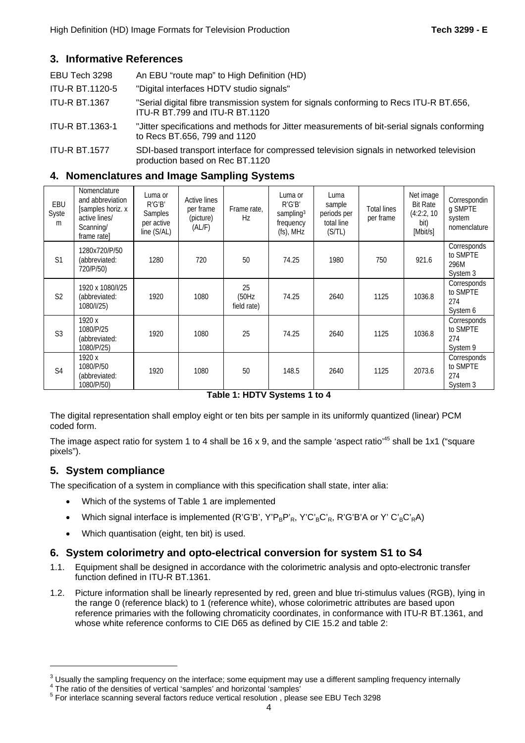## 3. Informative References

| | |
|---|---|
| EBU Tech 3298 | An EBU "route map" to High Definition (HD) |
| ITU-R BT.1120-5 | "Digital interfaces HDTV studio signals" |
| ITU-R BT.1367 | "Serial digital fibre transmission system for signals conforming to Recs ITU-R BT.656, ITU-R BT.799 and ITU-R BT.1120 |
| ITU-R BT.1363-1 | "Jitter specifications and methods for Jitter measurements of bit-serial signals conforming to Recs BT.656, 799 and 1120 |
| ITU-R BT.1577 | SDI-based transport interface for compressed television signals in networked television production based on Rec BT.1120 |

## 4. Nomenclatures and Image Sampling Systems

| EBU System | Nomenclature and abbreviation [samples horiz. x active lines/ Scanning/ frame rate] | Luma or R'G'B' Samples per active line (S/AL) | Active lines per frame (picture) (AL/F) | Frame rate, Hz | Luma or R'G'B' sampling[3] frequency (fs), MHz | Luma sample periods per total line (S/TL) | Total lines per frame | Net image Bit Rate (4:2:2, 10 bit) [Mbit/s] | Corresponding SMPTE system nomenclature |
|---|---|---|---|---|---|---|---|---|---|
| S1 | 1280x720/P/50 (abbreviated: 720/P/50) | 1280 | 720 | 50 | 74.25 | 1980 | 750 | 921.6 | Corresponds to SMPTE 296M System 3 |
| S2 | 1920 x 1080/I/25 (abbreviated: 1080/I/25) | 1920 | 1080 | 25 (50Hz field rate) | 74.25 | 2640 | 1125 | 1036.8 | Corresponds to SMPTE 274 System 6 |
| S3 | 1920 x 1080/P/25 (abbreviated: 1080/P/25) | 1920 | 1080 | 25 | 74.25 | 2640 | 1125 | 1036.8 | Corresponds to SMPTE 274 System 9 |
| S4 | 1920 x 1080/P/50 (abbreviated: 1080/P/50) | 1920 | 1080 | 50 | 148.5 | 2640 | 1125 | 2073.6 | Corresponds to SMPTE 274 System 3 |

**Table 1: HDTV Systems 1 to 4**

The digital representation shall employ eight or ten bits per sample in its uniformly quantized (linear) PCM coded form.

The image aspect ratio for system 1 to 4 shall be 16 x 9, and the sample 'aspect ratio'[4][5] shall be 1x1 ("square pixels").

## 5. System compliance

The specification of a system in compliance with this specification shall state, inter alia:

- Which of the systems of Table 1 are implemented
- Which signal interface is implemented (R'G'B', $Y'P_BP'_R$, $Y'C'_BC'_R$, R'G'B'A or $Y' C'_BC'_RA$)
- Which quantisation (eight, ten bit) is used.

## 6. System colorimetry and opto-electrical conversion for system S1 to S4

1.1. Equipment shall be designed in accordance with the colorimetric analysis and opto-electronic transfer function defined in ITU-R BT.1361.

1.2. Picture information shall be linearly represented by red, green and blue tri-stimulus values (RGB), lying in the range 0 (reference black) to 1 (reference white), whose colorimetric attributes are based upon reference primaries with the following chromaticity coordinates, in conformance with ITU-R BT.1361, and whose white reference conforms to CIE D65 as defined by CIE 15.2 and table 2:

---

[3] Usually the sampling frequency on the interface; some equipment may use a different sampling frequency internally

[4] The ratio of the densities of vertical 'samples' and horizontal 'samples'

[5] For interlace scanning several factors reduce vertical resolution , please see EBU Tech 3298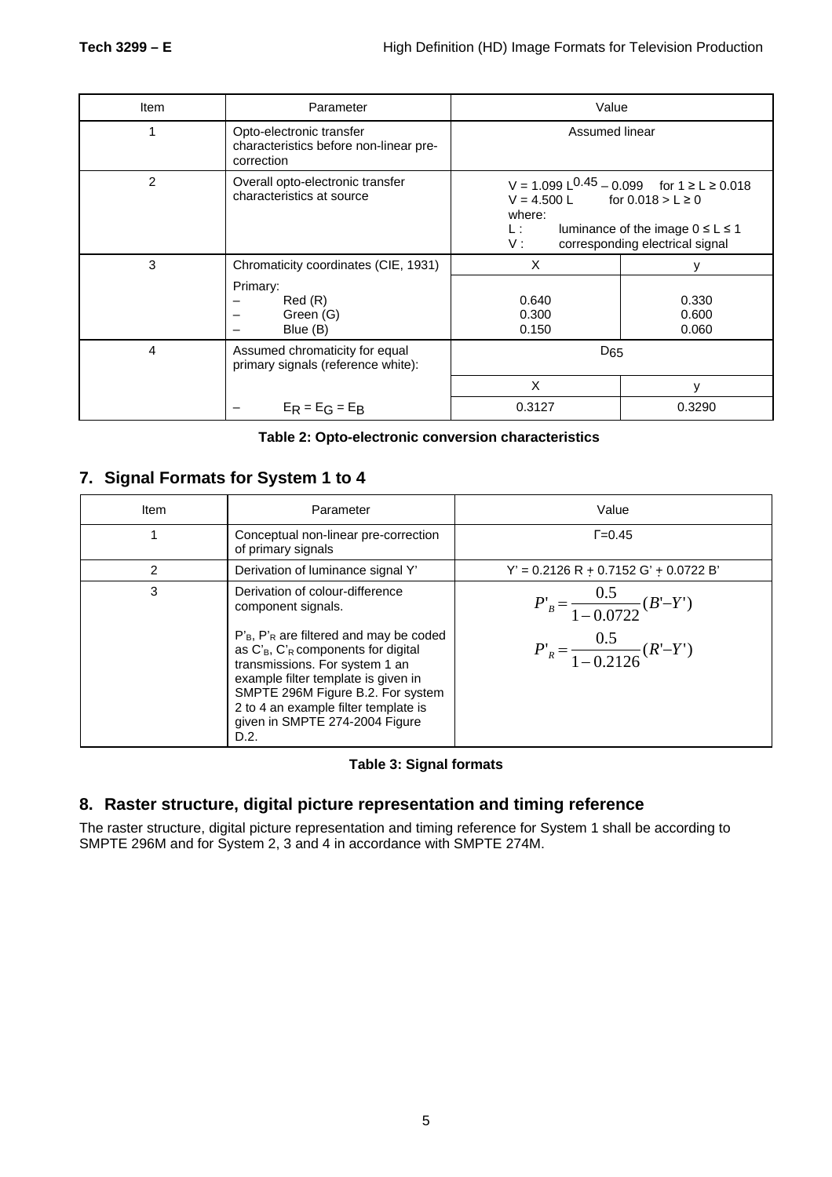| Item | Parameter | Value | |
|---|---|---|---|
| 1 | Opto-electronic transfer characteristics before non-linear pre-correction | Assumed linear | |
| 2 | Overall opto-electronic transfer characteristics at source | $V = 1.099\ L^{0.45} - 0.099$ for $1 \geq L \geq 0.018$<br>$V = 4.500\ L$ for $0.018 > L \geq 0$<br>where:<br>L : luminance of the image $0 \leq L \leq 1$<br>V : corresponding electrical signal | |
| 3 | Chromaticity coordinates (CIE, 1931) | x | y |
| | Primary:<br>– Red (R)<br>– Green (G)<br>– Blue (B) | 0.640<br>0.300<br>0.150 | 0.330<br>0.600<br>0.060 |
| 4 | Assumed chromaticity for equal primary signals (reference white): | $D_{65}$ | |
| | | x | y |
| | – $E_R = E_G = E_B$ | 0.3127 | 0.3290 |

**Table 2: Opto-electronic conversion characteristics**

## 7. Signal Formats for System 1 to 4

| Item | Parameter | Value |
|---|---|---|
| 1 | Conceptual non-linear pre-correction of primary signals | $\Gamma$=0.45 |
| 2 | Derivation of luminance signal Y' | Y' = 0.2126 R' + 0.7152 G' + 0.0722 B' |
| 3 | Derivation of colour-difference component signals.<br><br>$P'_B$, $P'_R$ are filtered and may be coded as $C'_B$, $C'_R$ components for digital transmissions. For system 1 an example filter template is given in SMPTE 296M Figure B.2. For system 2 to 4 an example filter template is given in SMPTE 274-2004 Figure D.2. | $P'_B = \frac{0.5}{1-0.0722}(B'-Y')$<br>$P'_R = \frac{0.5}{1-0.2126}(R'-Y')$ |

**Table 3: Signal formats**

## 8. Raster structure, digital picture representation and timing reference

The raster structure, digital picture representation and timing reference for System 1 shall be according to SMPTE 296M and for System 2, 3 and 4 in accordance with SMPTE 274M.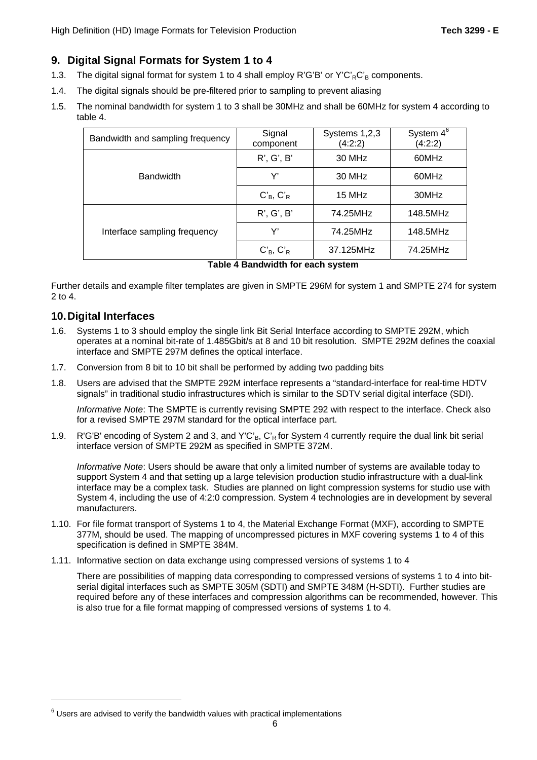## 9. Digital Signal Formats for System 1 to 4

1.3. The digital signal format for system 1 to 4 shall employ R'G'B' or Y'$C'_R$$C'_B$ components.

1.4. The digital signals should be pre-filtered prior to sampling to prevent aliasing

1.5. The nominal bandwidth for system 1 to 3 shall be 30MHz and shall be 60MHz for system 4 according to table 4.

| Bandwidth and sampling frequency | Signal component | Systems 1,2,3 (4:2:2) | System 4[6] (4:2:2) |
|---|---|---|---|
| Bandwidth | R', G', B' | 30 MHz | 60MHz |
| | Y' | 30 MHz | 60MHz |
| | $C'_B$, $C'_R$ | 15 MHz | 30MHz |
| Interface sampling frequency | R', G', B' | 74.25MHz | 148.5MHz |
| | Y' | 74.25MHz | 148.5MHz |
| | $C'_B$, $C'_R$ | 37.125MHz | 74.25MHz |

**Table 4 Bandwidth for each system**

Further details and example filter templates are given in SMPTE 296M for system 1 and SMPTE 274 for system 2 to 4.

## 10. Digital Interfaces

1.6. Systems 1 to 3 should employ the single link Bit Serial Interface according to SMPTE 292M, which operates at a nominal bit-rate of 1.485Gbit/s at 8 and 10 bit resolution. SMPTE 292M defines the coaxial interface and SMPTE 297M defines the optical interface.

1.7. Conversion from 8 bit to 10 bit shall be performed by adding two padding bits

1.8. Users are advised that the SMPTE 292M interface represents a "standard-interface for real-time HDTV signals" in traditional studio infrastructures which is similar to the SDTV serial digital interface (SDI).

*Informative Note*: The SMPTE is currently revising SMPTE 292 with respect to the interface. Check also for a revised SMPTE 297M standard for the optical interface part.

1.9. R'G'B' encoding of System 2 and 3, and Y'$C'_B$, $C'_R$ for System 4 currently require the dual link bit serial interface version of SMPTE 292M as specified in SMPTE 372M.

*Informative Note*: Users should be aware that only a limited number of systems are available today to support System 4 and that setting up a large television production studio infrastructure with a dual-link interface may be a complex task. Studies are planned on light compression systems for studio use with System 4, including the use of 4:2:0 compression. System 4 technologies are in development by several manufacturers.

1.10. For file format transport of Systems 1 to 4, the Material Exchange Format (MXF), according to SMPTE 377M, should be used. The mapping of uncompressed pictures in MXF covering systems 1 to 4 of this specification is defined in SMPTE 384M.

1.11. Informative section on data exchange using compressed versions of systems 1 to 4

There are possibilities of mapping data corresponding to compressed versions of systems 1 to 4 into bit-serial digital interfaces such as SMPTE 305M (SDTI) and SMPTE 348M (H-SDTI). Further studies are required before any of these interfaces and compression algorithms can be recommended, however. This is also true for a file format mapping of compressed versions of systems 1 to 4.

[6] Users are advised to verify the bandwidth values with practical implementations